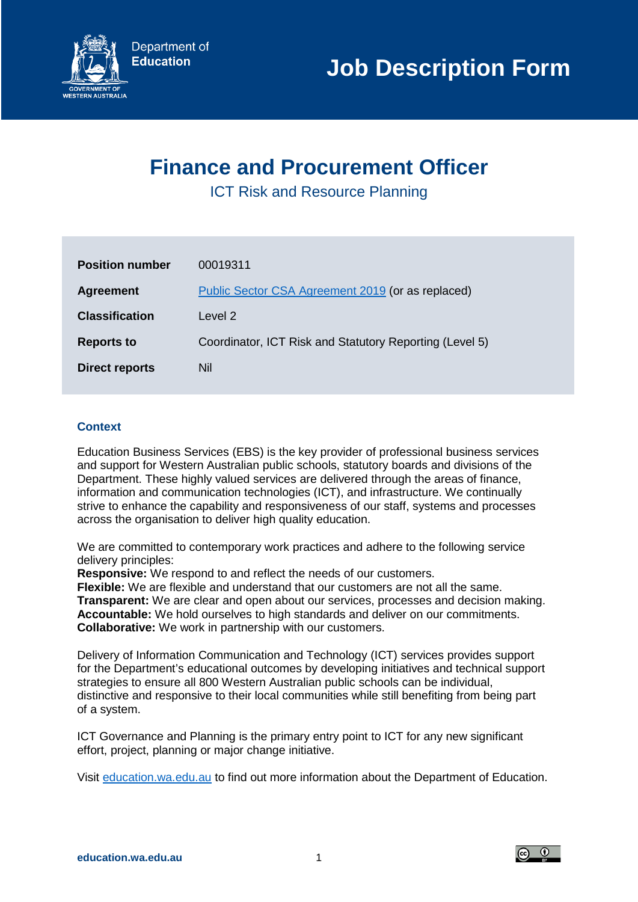Department of Education

# Job Description Form

## Finance and Procurement Officer

ICT Risk and Resource Planning

| | |
|---|---|
| **Position number** | 00019311 |
| **Agreement** | Public Sector CSA Agreement 2019 (or as replaced) |
| **Classification** | Level 2 |
| **Reports to** | Coordinator, ICT Risk and Statutory Reporting (Level 5) |
| **Direct reports** | Nil |

### Context

Education Business Services (EBS) is the key provider of professional business services and support for Western Australian public schools, statutory boards and divisions of the Department. These highly valued services are delivered through the areas of finance, information and communication technologies (ICT), and infrastructure. We continually strive to enhance the capability and responsiveness of our staff, systems and processes across the organisation to deliver high quality education.

We are committed to contemporary work practices and adhere to the following service delivery principles:
**Responsive:** We respond to and reflect the needs of our customers.
**Flexible:** We are flexible and understand that our customers are not all the same.
**Transparent:** We are clear and open about our services, processes and decision making.
**Accountable:** We hold ourselves to high standards and deliver on our commitments.
**Collaborative:** We work in partnership with our customers.

Delivery of Information Communication and Technology (ICT) services provides support for the Department's educational outcomes by developing initiatives and technical support strategies to ensure all 800 Western Australian public schools can be individual, distinctive and responsive to their local communities while still benefiting from being part of a system.

ICT Governance and Planning is the primary entry point to ICT for any new significant effort, project, planning or major change initiative.

Visit education.wa.edu.au to find out more information about the Department of Education.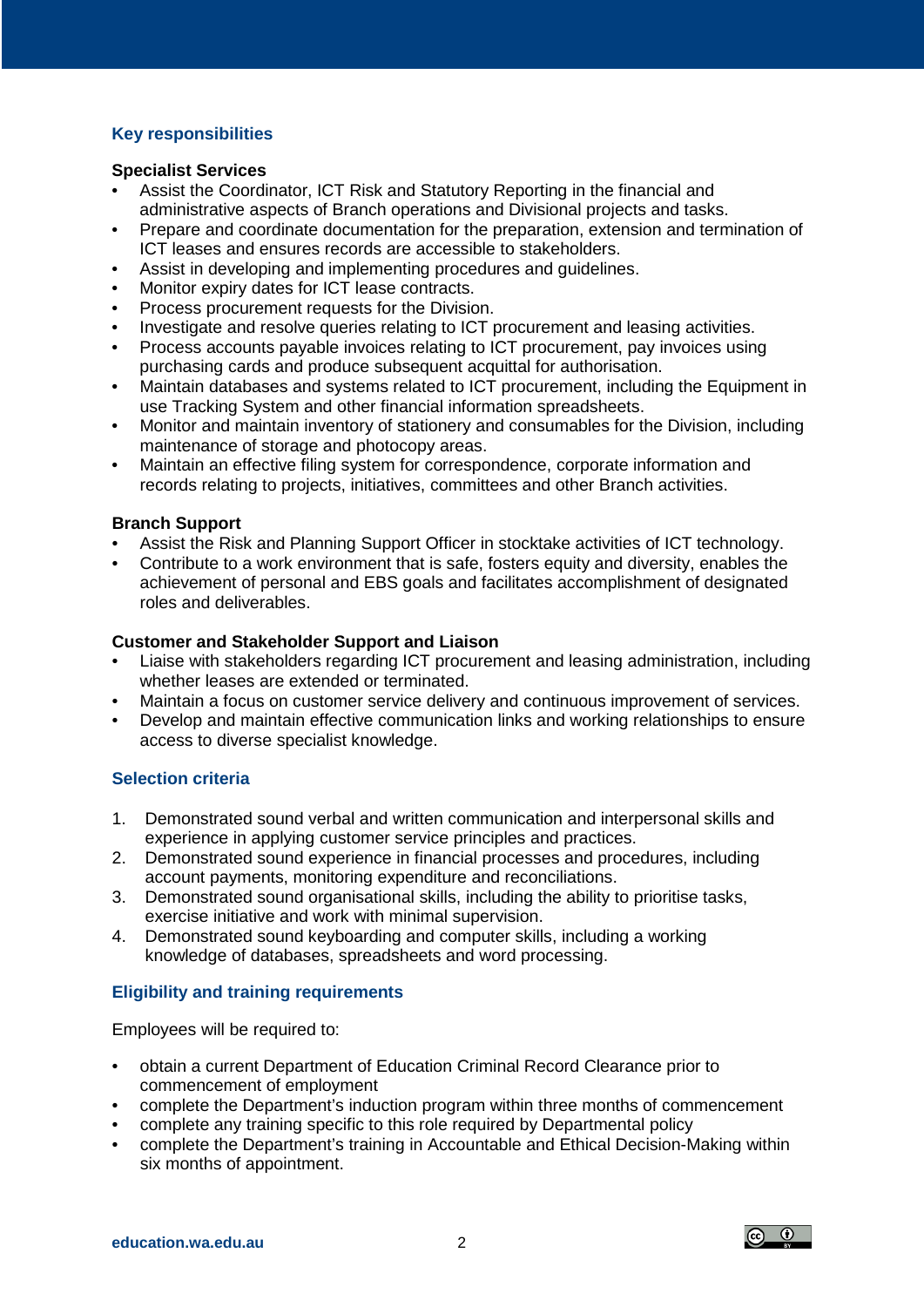## Key responsibilities

**Specialist Services**

- Assist the Coordinator, ICT Risk and Statutory Reporting in the financial and administrative aspects of Branch operations and Divisional projects and tasks.
- Prepare and coordinate documentation for the preparation, extension and termination of ICT leases and ensures records are accessible to stakeholders.
- Assist in developing and implementing procedures and guidelines.
- Monitor expiry dates for ICT lease contracts.
- Process procurement requests for the Division.
- Investigate and resolve queries relating to ICT procurement and leasing activities.
- Process accounts payable invoices relating to ICT procurement, pay invoices using purchasing cards and produce subsequent acquittal for authorisation.
- Maintain databases and systems related to ICT procurement, including the Equipment in use Tracking System and other financial information spreadsheets.
- Monitor and maintain inventory of stationery and consumables for the Division, including maintenance of storage and photocopy areas.
- Maintain an effective filing system for correspondence, corporate information and records relating to projects, initiatives, committees and other Branch activities.

**Branch Support**

- Assist the Risk and Planning Support Officer in stocktake activities of ICT technology.
- Contribute to a work environment that is safe, fosters equity and diversity, enables the achievement of personal and EBS goals and facilitates accomplishment of designated roles and deliverables.

**Customer and Stakeholder Support and Liaison**

- Liaise with stakeholders regarding ICT procurement and leasing administration, including whether leases are extended or terminated.
- Maintain a focus on customer service delivery and continuous improvement of services.
- Develop and maintain effective communication links and working relationships to ensure access to diverse specialist knowledge.

## Selection criteria

1. Demonstrated sound verbal and written communication and interpersonal skills and experience in applying customer service principles and practices.
2. Demonstrated sound experience in financial processes and procedures, including account payments, monitoring expenditure and reconciliations.
3. Demonstrated sound organisational skills, including the ability to prioritise tasks, exercise initiative and work with minimal supervision.
4. Demonstrated sound keyboarding and computer skills, including a working knowledge of databases, spreadsheets and word processing.

## Eligibility and training requirements

Employees will be required to:

- obtain a current Department of Education Criminal Record Clearance prior to commencement of employment
- complete the Department's induction program within three months of commencement
- complete any training specific to this role required by Departmental policy
- complete the Department's training in Accountable and Ethical Decision-Making within six months of appointment.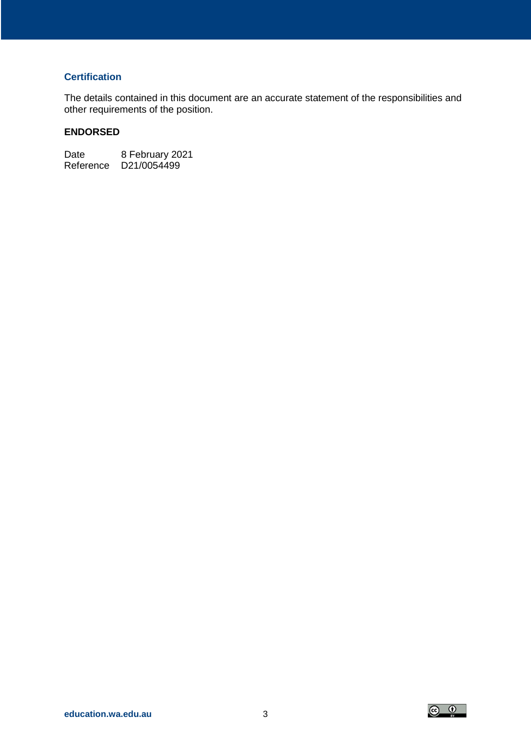## Certification

The details contained in this document are an accurate statement of the responsibilities and other requirements of the position.

**ENDORSED**

| | |
|---|---|
| Date | 8 February 2021 |
| Reference | D21/0054499 |